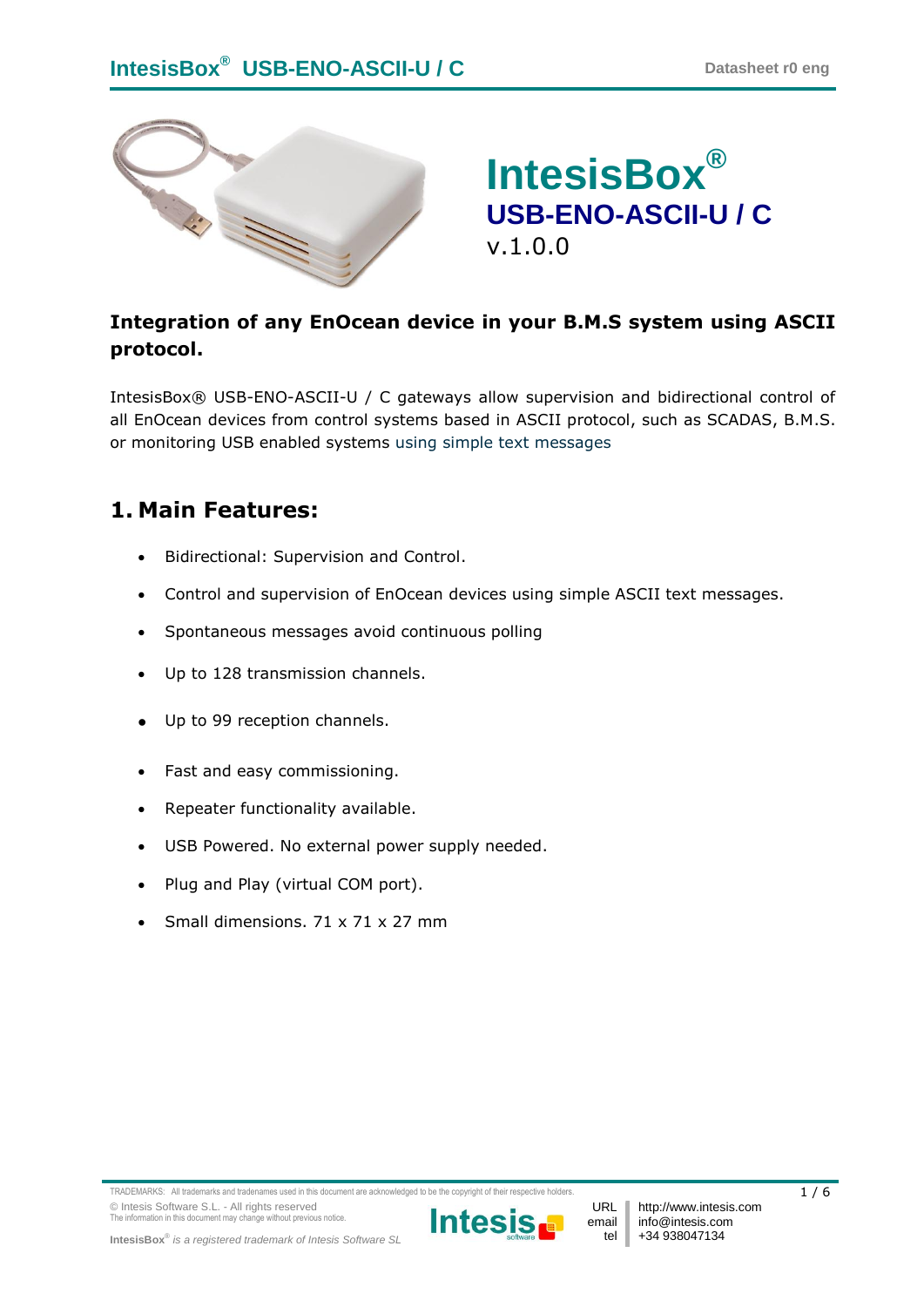# IntesisBox®

## USB-ENO-ASCII-U / C

v.1.0.0

**Integration of any EnOcean device in your B.M.S system using ASCII protocol.**

IntesisBox® USB-ENO-ASCII-U / C gateways allow supervision and bidirectional control of all EnOcean devices from control systems based in ASCII protocol, such as SCADAS, B.M.S. or monitoring USB enabled systems using simple text messages

## 1. Main Features:

- Bidirectional: Supervision and Control.
- Control and supervision of EnOcean devices using simple ASCII text messages.
- Spontaneous messages avoid continuous polling
- Up to 128 transmission channels.
- Up to 99 reception channels.
- Fast and easy commissioning.
- Repeater functionality available.
- USB Powered. No external power supply needed.
- Plug and Play (virtual COM port).
- Small dimensions. 71 x 71 x 27 mm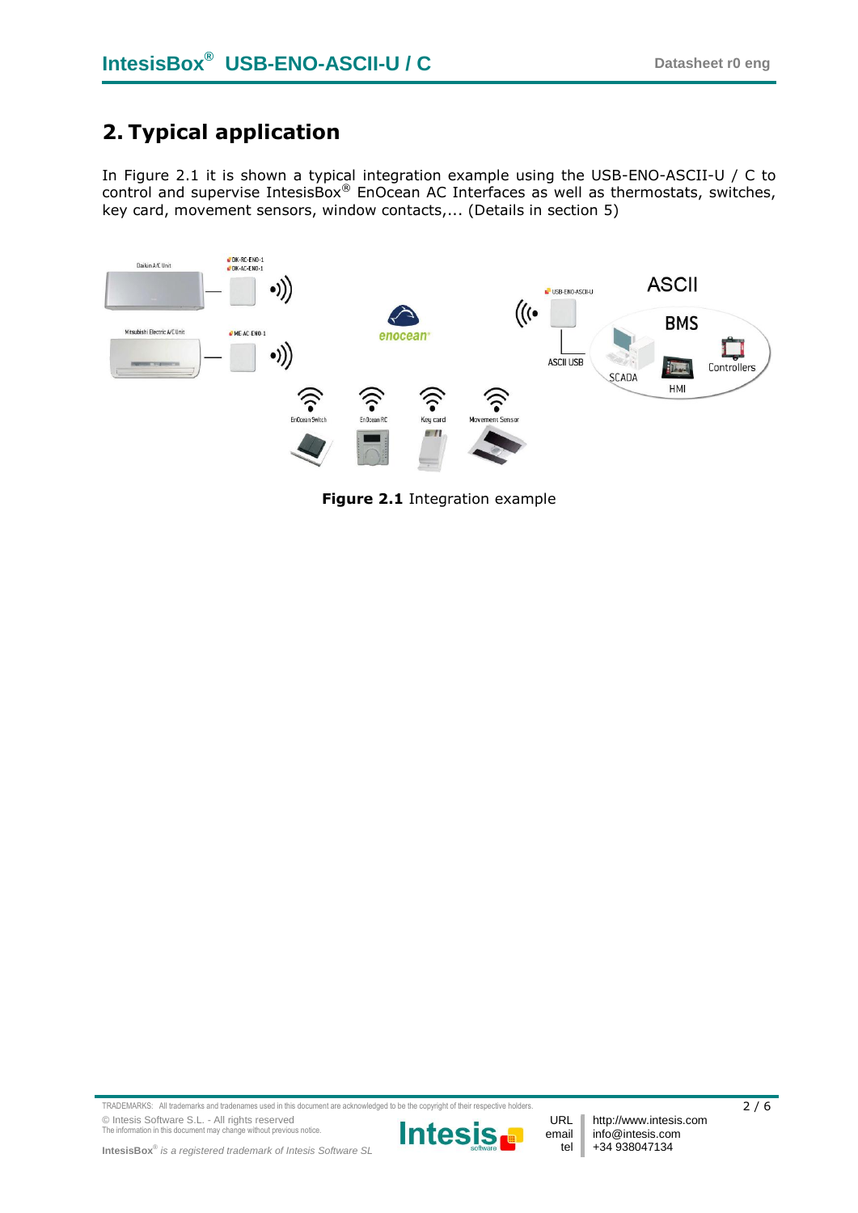## 2. Typical application

In Figure 2.1 it is shown a typical integration example using the USB-ENO-ASCII-U / C to control and supervise IntesisBox® EnOcean AC Interfaces as well as thermostats, switches, key card, movement sensors, window contacts,... (Details in section 5)

**Figure 2.1** Integration example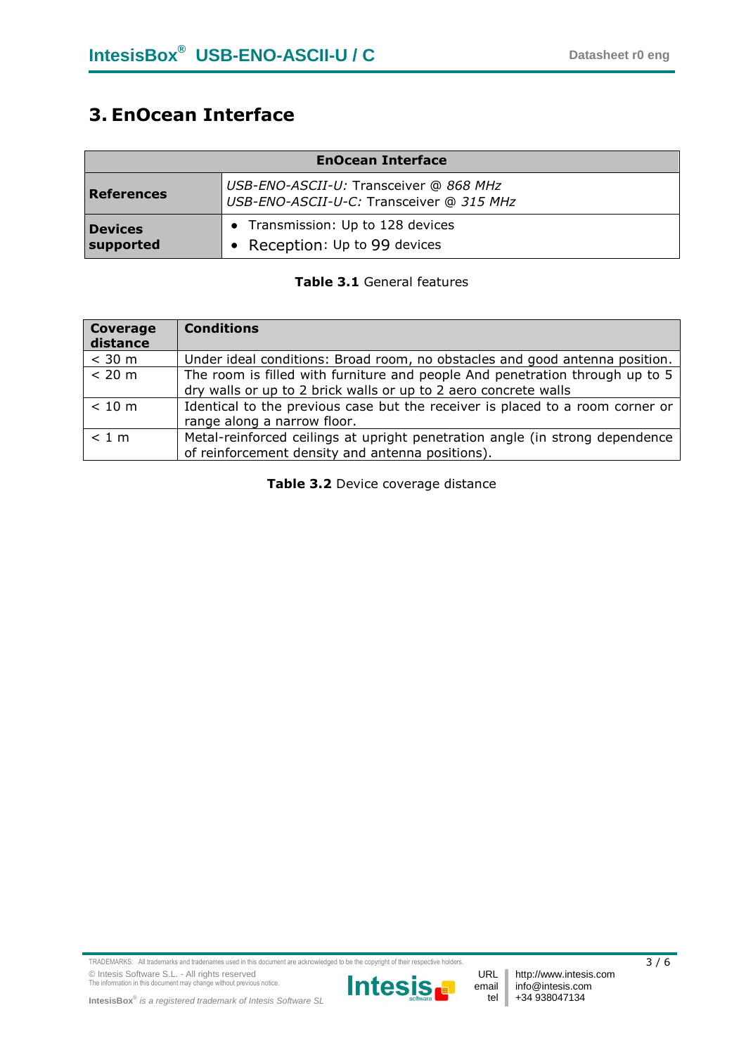# 3. EnOcean Interface

| EnOcean Interface | |
|---|---|
| **References** | *USB-ENO-ASCII-U:* Transceiver @ *868 MHz*<br>*USB-ENO-ASCII-U-C:* Transceiver @ *315 MHz* |
| **Devices supported** | • Transmission: Up to 128 devices<br>• Reception: Up to 99 devices |

**Table 3.1** General features

| Coverage distance | Conditions |
|---|---|
| < 30 m | Under ideal conditions: Broad room, no obstacles and good antenna position. |
| < 20 m | The room is filled with furniture and people And penetration through up to 5 dry walls or up to 2 brick walls or up to 2 aero concrete walls |
| < 10 m | Identical to the previous case but the receiver is placed to a room corner or range along a narrow floor. |
| < 1 m | Metal-reinforced ceilings at upright penetration angle (in strong dependence of reinforcement density and antenna positions). |

**Table 3.2** Device coverage distance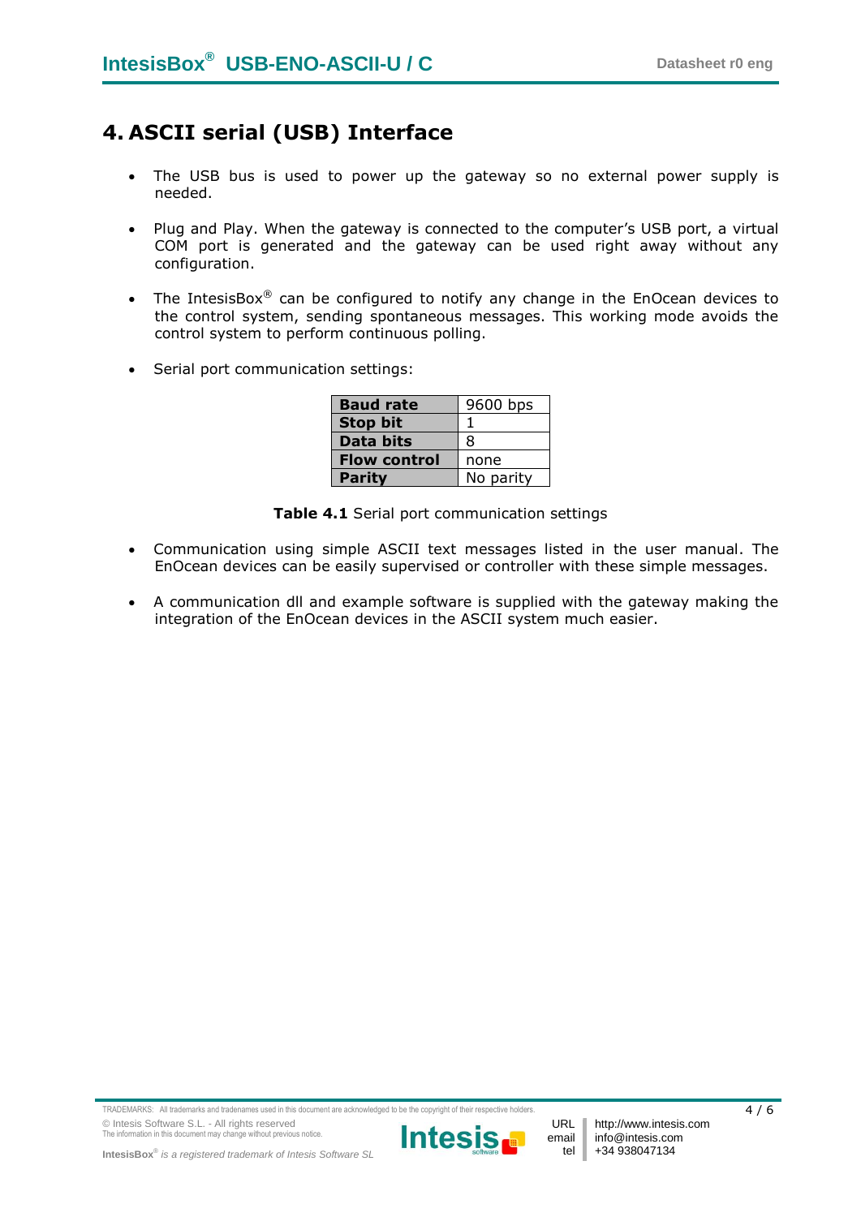# 4. ASCII serial (USB) Interface

- The USB bus is used to power up the gateway so no external power supply is needed.
- Plug and Play. When the gateway is connected to the computer's USB port, a virtual COM port is generated and the gateway can be used right away without any configuration.
- The IntesisBox® can be configured to notify any change in the EnOcean devices to the control system, sending spontaneous messages. This working mode avoids the control system to perform continuous polling.
- Serial port communication settings:

| **Baud rate** | 9600 bps |
|---|---|
| **Stop bit** | 1 |
| **Data bits** | 8 |
| **Flow control** | none |
| **Parity** | No parity |

**Table 4.1** Serial port communication settings

- Communication using simple ASCII text messages listed in the user manual. The EnOcean devices can be easily supervised or controller with these simple messages.
- A communication dll and example software is supplied with the gateway making the integration of the EnOcean devices in the ASCII system much easier.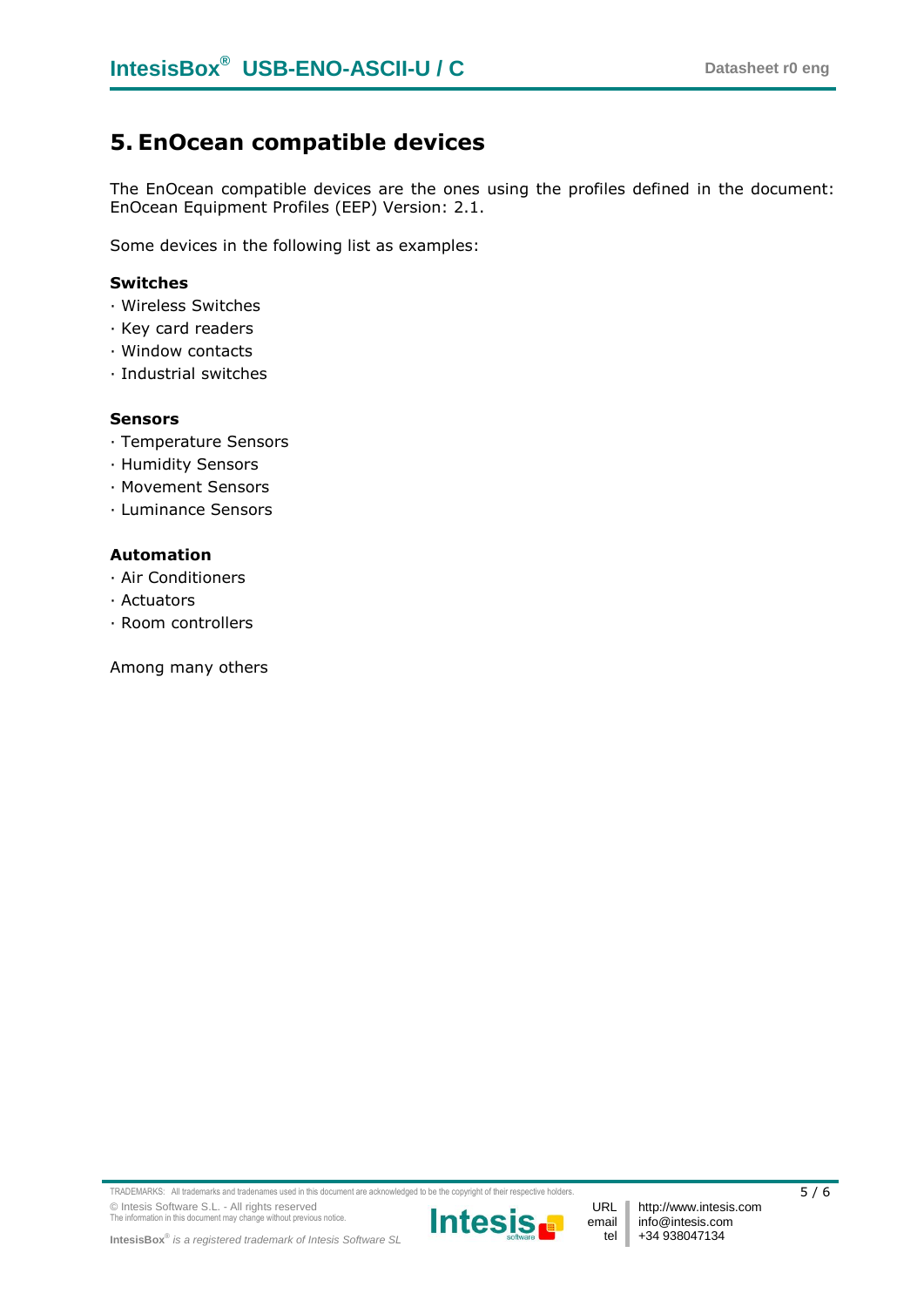# 5. EnOcean compatible devices

The EnOcean compatible devices are the ones using the profiles defined in the document: EnOcean Equipment Profiles (EEP) Version: 2.1.

Some devices in the following list as examples:

**Switches**

- Wireless Switches
- Key card readers
- Window contacts
- Industrial switches

**Sensors**

- Temperature Sensors
- Humidity Sensors
- Movement Sensors
- Luminance Sensors

**Automation**

- Air Conditioners
- Actuators
- Room controllers

Among many others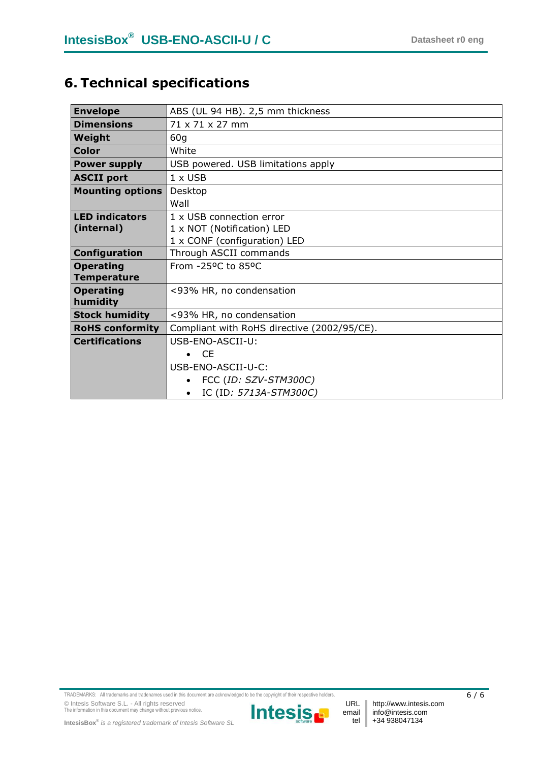# 6. Technical specifications

| | |
|---|---|
| **Envelope** | ABS (UL 94 HB). 2,5 mm thickness |
| **Dimensions** | 71 x 71 x 27 mm |
| **Weight** | 60g |
| **Color** | White |
| **Power supply** | USB powered. USB limitations apply |
| **ASCII port** | 1 x USB |
| **Mounting options** | Desktop<br>Wall |
| **LED indicators (internal)** | 1 x USB connection error<br>1 x NOT (Notification) LED<br>1 x CONF (configuration) LED |
| **Configuration** | Through ASCII commands |
| **Operating Temperature** | From -25ºC to 85ºC |
| **Operating humidity** | <93% HR, no condensation |
| **Stock humidity** | <93% HR, no condensation |
| **RoHS conformity** | Compliant with RoHS directive (2002/95/CE). |
| **Certifications** | USB-ENO-ASCII-U:<br>• CE<br>USB-ENO-ASCII-U-C:<br>• FCC (*ID: SZV-STM300C)*<br>• IC (ID*: 5713A-STM300C)* |